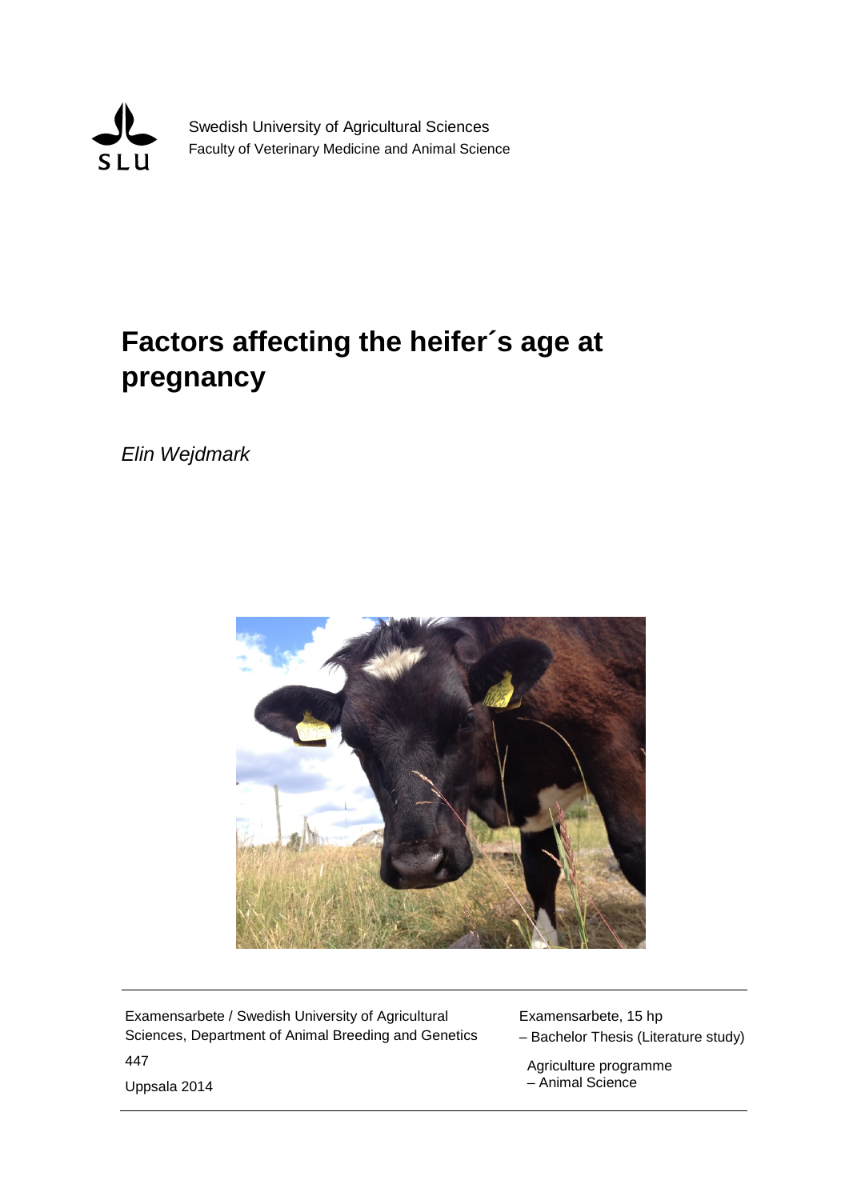Swedish University of Agricultural Sciences
Faculty of Veterinary Medicine and Animal Science

# Factors affecting the heifer´s age at pregnancy

*Elin Wejdmark*

Examensarbete / Swedish University of Agricultural Sciences, Department of Animal Breeding and Genetics

447

Uppsala 2014

Examensarbete, 15 hp
– Bachelor Thesis (Literature study)

Agriculture programme
– Animal Science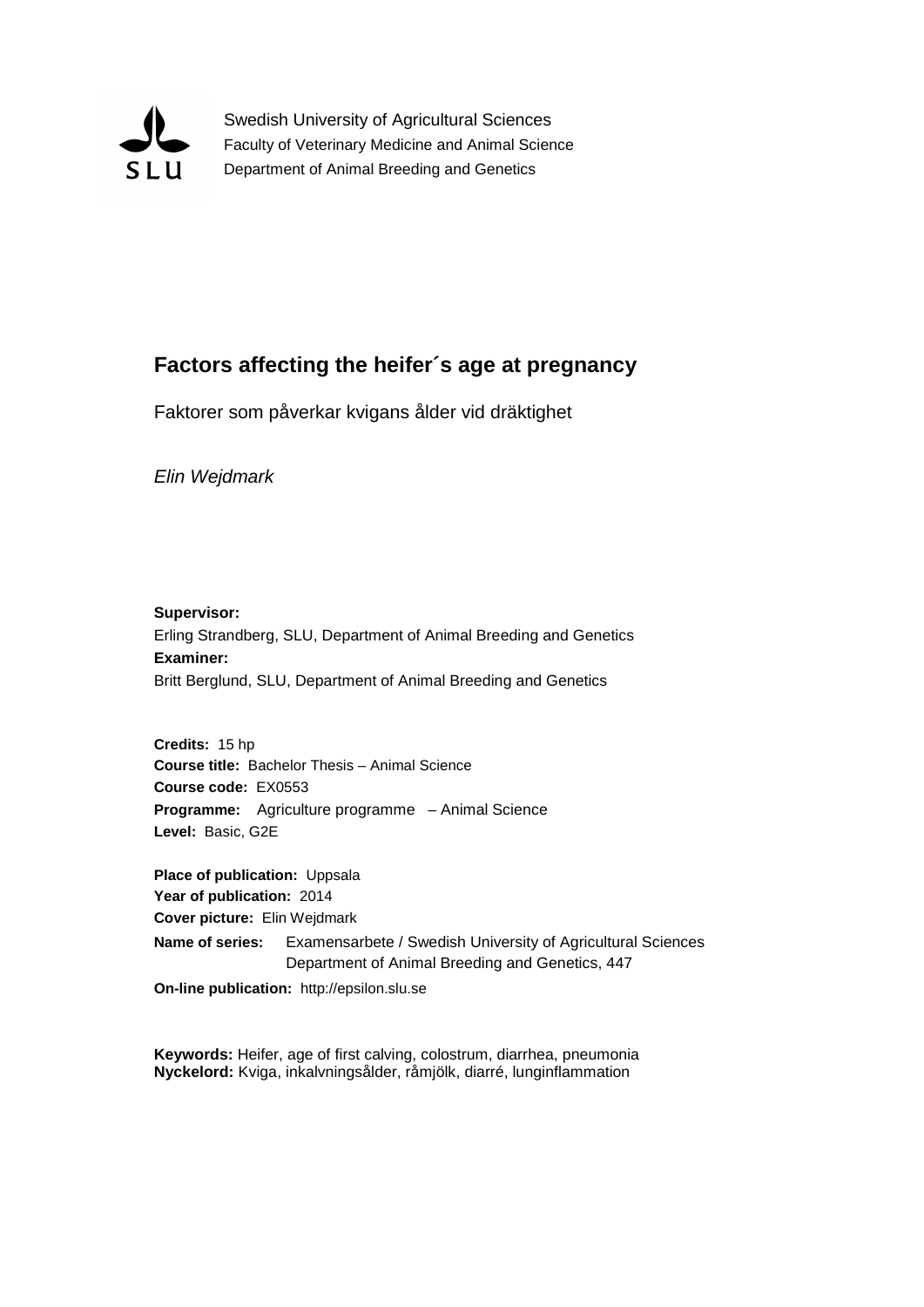Swedish University of Agricultural Sciences
Faculty of Veterinary Medicine and Animal Science
Department of Animal Breeding and Genetics

# Factors affecting the heifer´s age at pregnancy

Faktorer som påverkar kvigans ålder vid dräktighet

*Elin Wejdmark*

**Supervisor:**
Erling Strandberg, SLU, Department of Animal Breeding and Genetics
**Examiner:**
Britt Berglund, SLU, Department of Animal Breeding and Genetics

**Credits:** 15 hp
**Course title:** Bachelor Thesis – Animal Science
**Course code:** EX0553
**Programme:** Agriculture programme – Animal Science
**Level:** Basic, G2E

**Place of publication:** Uppsala
**Year of publication:** 2014
**Cover picture:** Elin Wejdmark
**Name of series:** Examensarbete / Swedish University of Agricultural Sciences Department of Animal Breeding and Genetics, 447
**On-line publication:** http://epsilon.slu.se

**Keywords:** Heifer, age of first calving, colostrum, diarrhea, pneumonia
**Nyckelord:** Kviga, inkalvningsålder, råmjölk, diarré, lunginflammation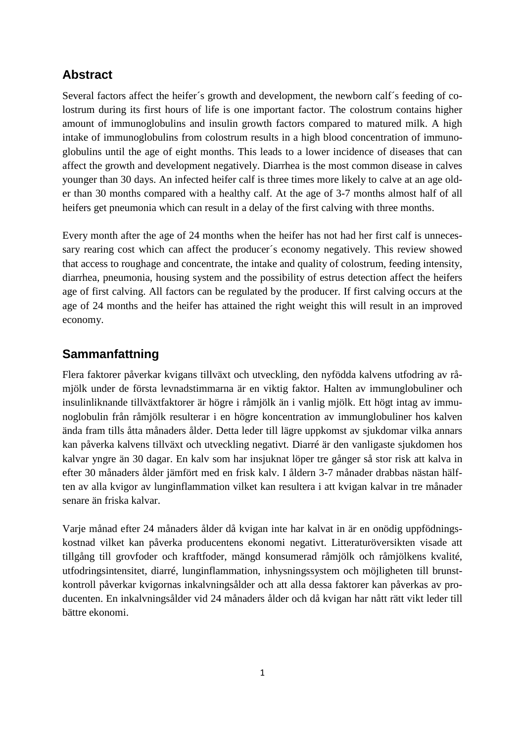## Abstract

Several factors affect the heifer´s growth and development, the newborn calf´s feeding of colostrum during its first hours of life is one important factor. The colostrum contains higher amount of immunoglobulins and insulin growth factors compared to matured milk. A high intake of immunoglobulins from colostrum results in a high blood concentration of immunoglobulins until the age of eight months. This leads to a lower incidence of diseases that can affect the growth and development negatively. Diarrhea is the most common disease in calves younger than 30 days. An infected heifer calf is three times more likely to calve at an age older than 30 months compared with a healthy calf. At the age of 3-7 months almost half of all heifers get pneumonia which can result in a delay of the first calving with three months.

Every month after the age of 24 months when the heifer has not had her first calf is unnecessary rearing cost which can affect the producer´s economy negatively. This review showed that access to roughage and concentrate, the intake and quality of colostrum, feeding intensity, diarrhea, pneumonia, housing system and the possibility of estrus detection affect the heifers age of first calving. All factors can be regulated by the producer. If first calving occurs at the age of 24 months and the heifer has attained the right weight this will result in an improved economy.

## Sammanfattning

Flera faktorer påverkar kvigans tillväxt och utveckling, den nyfödda kalvens utfodring av råmjölk under de första levnadstimmarna är en viktig faktor. Halten av immunglobuliner och insulinliknande tillväxtfaktorer är högre i råmjölk än i vanlig mjölk. Ett högt intag av immunoglobulin från råmjölk resulterar i en högre koncentration av immunglobuliner hos kalven ända fram tills åtta månaders ålder. Detta leder till lägre uppkomst av sjukdomar vilka annars kan påverka kalvens tillväxt och utveckling negativt. Diarré är den vanligaste sjukdomen hos kalvar yngre än 30 dagar. En kalv som har insjuknat löper tre gånger så stor risk att kalva in efter 30 månaders ålder jämfört med en frisk kalv. I åldern 3-7 månader drabbas nästan hälften av alla kvigor av lunginflammation vilket kan resultera i att kvigan kalvar in tre månader senare än friska kalvar.

Varje månad efter 24 månaders ålder då kvigan inte har kalvat in är en onödig uppfödningskostnad vilket kan påverka producentens ekonomi negativt. Litteraturöversikten visade att tillgång till grovfoder och kraftfoder, mängd konsumerad råmjölk och råmjölkens kvalité, utfodringsintensitet, diarré, lunginflammation, inhysningssystem och möjligheten till brunstkontroll påverkar kvigornas inkalvningsålder och att alla dessa faktorer kan påverkas av producenten. En inkalvningsålder vid 24 månaders ålder och då kvigan har nått rätt vikt leder till bättre ekonomi.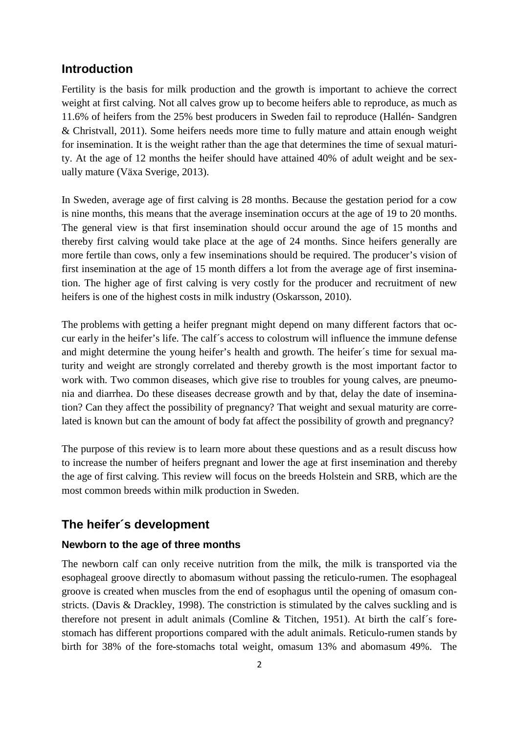## Introduction

Fertility is the basis for milk production and the growth is important to achieve the correct weight at first calving. Not all calves grow up to become heifers able to reproduce, as much as 11.6% of heifers from the 25% best producers in Sweden fail to reproduce (Hallén- Sandgren & Christvall, 2011). Some heifers needs more time to fully mature and attain enough weight for insemination. It is the weight rather than the age that determines the time of sexual maturity. At the age of 12 months the heifer should have attained 40% of adult weight and be sexually mature (Växa Sverige, 2013).

In Sweden, average age of first calving is 28 months. Because the gestation period for a cow is nine months, this means that the average insemination occurs at the age of 19 to 20 months. The general view is that first insemination should occur around the age of 15 months and thereby first calving would take place at the age of 24 months. Since heifers generally are more fertile than cows, only a few inseminations should be required. The producer's vision of first insemination at the age of 15 month differs a lot from the average age of first insemination. The higher age of first calving is very costly for the producer and recruitment of new heifers is one of the highest costs in milk industry (Oskarsson, 2010).

The problems with getting a heifer pregnant might depend on many different factors that occur early in the heifer's life. The calf´s access to colostrum will influence the immune defense and might determine the young heifer's health and growth. The heifer´s time for sexual maturity and weight are strongly correlated and thereby growth is the most important factor to work with. Two common diseases, which give rise to troubles for young calves, are pneumonia and diarrhea. Do these diseases decrease growth and by that, delay the date of insemination? Can they affect the possibility of pregnancy? That weight and sexual maturity are correlated is known but can the amount of body fat affect the possibility of growth and pregnancy?

The purpose of this review is to learn more about these questions and as a result discuss how to increase the number of heifers pregnant and lower the age at first insemination and thereby the age of first calving. This review will focus on the breeds Holstein and SRB, which are the most common breeds within milk production in Sweden.

## The heifer´s development

### Newborn to the age of three months

The newborn calf can only receive nutrition from the milk, the milk is transported via the esophageal groove directly to abomasum without passing the reticulo-rumen. The esophageal groove is created when muscles from the end of esophagus until the opening of omasum constricts. (Davis & Drackley, 1998). The constriction is stimulated by the calves suckling and is therefore not present in adult animals (Comline & Titchen, 1951). At birth the calf´s fore-stomach has different proportions compared with the adult animals. Reticulo-rumen stands by birth for 38% of the fore-stomachs total weight, omasum 13% and abomasum 49%. The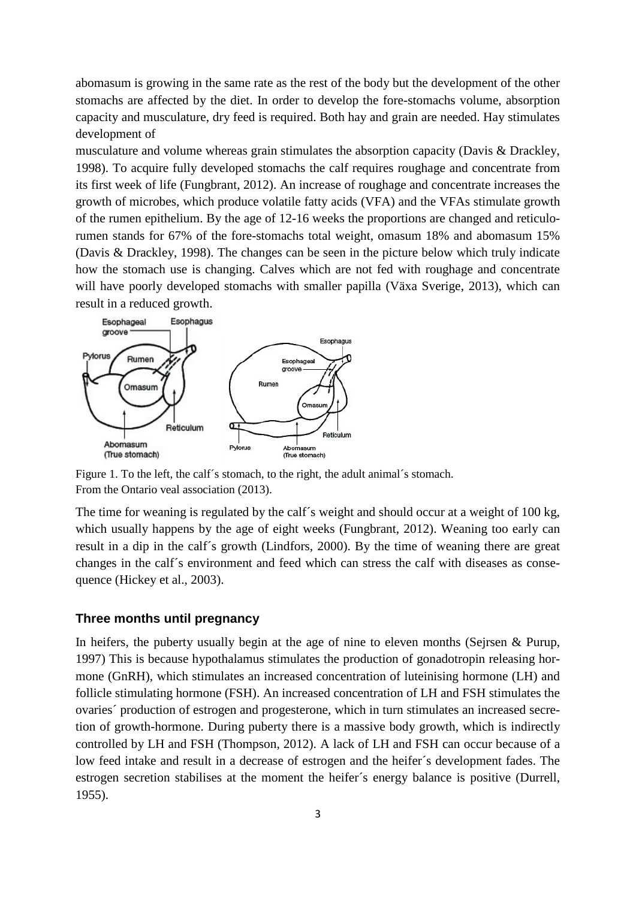abomasum is growing in the same rate as the rest of the body but the development of the other stomachs are affected by the diet. In order to develop the fore-stomachs volume, absorption capacity and musculature, dry feed is required. Both hay and grain are needed. Hay stimulates development of

musculature and volume whereas grain stimulates the absorption capacity (Davis & Drackley, 1998). To acquire fully developed stomachs the calf requires roughage and concentrate from its first week of life (Fungbrant, 2012). An increase of roughage and concentrate increases the growth of microbes, which produce volatile fatty acids (VFA) and the VFAs stimulate growth of the rumen epithelium. By the age of 12-16 weeks the proportions are changed and reticulo-rumen stands for 67% of the fore-stomachs total weight, omasum 18% and abomasum 15% (Davis & Drackley, 1998). The changes can be seen in the picture below which truly indicate how the stomach use is changing. Calves which are not fed with roughage and concentrate will have poorly developed stomachs with smaller papilla (Växa Sverige, 2013), which can result in a reduced growth.

Figure 1. To the left, the calf´s stomach, to the right, the adult animal´s stomach. From the Ontario veal association (2013).

The time for weaning is regulated by the calf´s weight and should occur at a weight of 100 kg, which usually happens by the age of eight weeks (Fungbrant, 2012). Weaning too early can result in a dip in the calf´s growth (Lindfors, 2000). By the time of weaning there are great changes in the calf´s environment and feed which can stress the calf with diseases as consequence (Hickey et al., 2003).

### Three months until pregnancy

In heifers, the puberty usually begin at the age of nine to eleven months (Sejrsen & Purup, 1997) This is because hypothalamus stimulates the production of gonadotropin releasing hormone (GnRH), which stimulates an increased concentration of luteinising hormone (LH) and follicle stimulating hormone (FSH). An increased concentration of LH and FSH stimulates the ovaries´ production of estrogen and progesterone, which in turn stimulates an increased secretion of growth-hormone. During puberty there is a massive body growth, which is indirectly controlled by LH and FSH (Thompson, 2012). A lack of LH and FSH can occur because of a low feed intake and result in a decrease of estrogen and the heifer´s development fades. The estrogen secretion stabilises at the moment the heifer´s energy balance is positive (Durrell, 1955).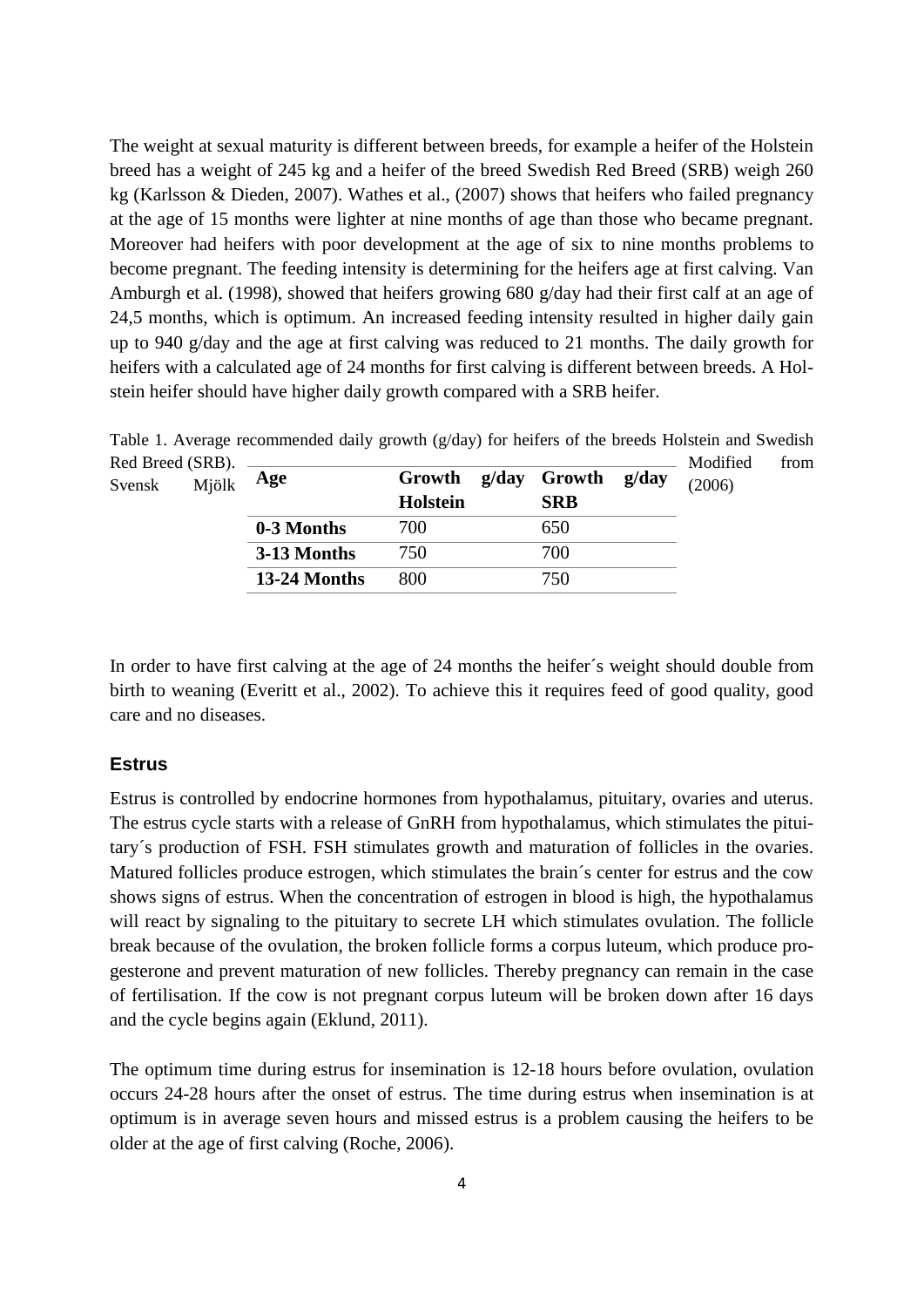The weight at sexual maturity is different between breeds, for example a heifer of the Holstein breed has a weight of 245 kg and a heifer of the breed Swedish Red Breed (SRB) weigh 260 kg (Karlsson & Dieden, 2007). Wathes et al., (2007) shows that heifers who failed pregnancy at the age of 15 months were lighter at nine months of age than those who became pregnant. Moreover had heifers with poor development at the age of six to nine months problems to become pregnant. The feeding intensity is determining for the heifers age at first calving. Van Amburgh et al. (1998), showed that heifers growing 680 g/day had their first calf at an age of 24,5 months, which is optimum. An increased feeding intensity resulted in higher daily gain up to 940 g/day and the age at first calving was reduced to 21 months. The daily growth for heifers with a calculated age of 24 months for first calving is different between breeds. A Holstein heifer should have higher daily growth compared with a SRB heifer.

Table 1. Average recommended daily growth (g/day) for heifers of the breeds Holstein and Swedish Red Breed (SRB). Modified from Svensk Mjölk (2006)

| Age | Growth g/day Holstein | Growth g/day SRB |
|---|---|---|
| **0-3 Months** | 700 | 650 |
| **3-13 Months** | 750 | 700 |
| **13-24 Months** | 800 | 750 |

In order to have first calving at the age of 24 months the heifer´s weight should double from birth to weaning (Everitt et al., 2002). To achieve this it requires feed of good quality, good care and no diseases.

## Estrus

Estrus is controlled by endocrine hormones from hypothalamus, pituitary, ovaries and uterus. The estrus cycle starts with a release of GnRH from hypothalamus, which stimulates the pituitary´s production of FSH. FSH stimulates growth and maturation of follicles in the ovaries. Matured follicles produce estrogen, which stimulates the brain´s center for estrus and the cow shows signs of estrus. When the concentration of estrogen in blood is high, the hypothalamus will react by signaling to the pituitary to secrete LH which stimulates ovulation. The follicle break because of the ovulation, the broken follicle forms a corpus luteum, which produce progesterone and prevent maturation of new follicles. Thereby pregnancy can remain in the case of fertilisation. If the cow is not pregnant corpus luteum will be broken down after 16 days and the cycle begins again (Eklund, 2011).

The optimum time during estrus for insemination is 12-18 hours before ovulation, ovulation occurs 24-28 hours after the onset of estrus. The time during estrus when insemination is at optimum is in average seven hours and missed estrus is a problem causing the heifers to be older at the age of first calving (Roche, 2006).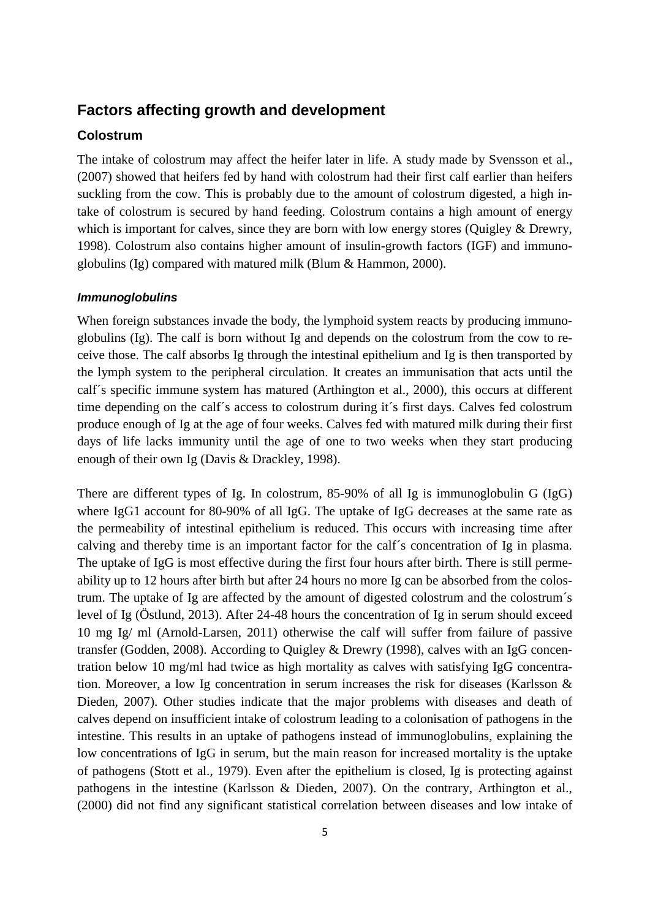## Factors affecting growth and development

### Colostrum

The intake of colostrum may affect the heifer later in life. A study made by Svensson et al., (2007) showed that heifers fed by hand with colostrum had their first calf earlier than heifers suckling from the cow. This is probably due to the amount of colostrum digested, a high intake of colostrum is secured by hand feeding. Colostrum contains a high amount of energy which is important for calves, since they are born with low energy stores (Quigley & Drewry, 1998). Colostrum also contains higher amount of insulin-growth factors (IGF) and immunoglobulins (Ig) compared with matured milk (Blum & Hammon, 2000).

#### *Immunoglobulins*

When foreign substances invade the body, the lymphoid system reacts by producing immunoglobulins (Ig). The calf is born without Ig and depends on the colostrum from the cow to receive those. The calf absorbs Ig through the intestinal epithelium and Ig is then transported by the lymph system to the peripheral circulation. It creates an immunisation that acts until the calf´s specific immune system has matured (Arthington et al., 2000), this occurs at different time depending on the calf´s access to colostrum during it´s first days. Calves fed colostrum produce enough of Ig at the age of four weeks. Calves fed with matured milk during their first days of life lacks immunity until the age of one to two weeks when they start producing enough of their own Ig (Davis & Drackley, 1998).

There are different types of Ig. In colostrum, 85-90% of all Ig is immunoglobulin G (IgG) where IgG1 account for 80-90% of all IgG. The uptake of IgG decreases at the same rate as the permeability of intestinal epithelium is reduced. This occurs with increasing time after calving and thereby time is an important factor for the calf´s concentration of Ig in plasma. The uptake of IgG is most effective during the first four hours after birth. There is still permeability up to 12 hours after birth but after 24 hours no more Ig can be absorbed from the colostrum. The uptake of Ig are affected by the amount of digested colostrum and the colostrum´s level of Ig (Östlund, 2013). After 24-48 hours the concentration of Ig in serum should exceed 10 mg Ig/ ml (Arnold-Larsen, 2011) otherwise the calf will suffer from failure of passive transfer (Godden, 2008). According to Quigley & Drewry (1998), calves with an IgG concentration below 10 mg/ml had twice as high mortality as calves with satisfying IgG concentration. Moreover, a low Ig concentration in serum increases the risk for diseases (Karlsson & Dieden, 2007). Other studies indicate that the major problems with diseases and death of calves depend on insufficient intake of colostrum leading to a colonisation of pathogens in the intestine. This results in an uptake of pathogens instead of immunoglobulins, explaining the low concentrations of IgG in serum, but the main reason for increased mortality is the uptake of pathogens (Stott et al., 1979). Even after the epithelium is closed, Ig is protecting against pathogens in the intestine (Karlsson & Dieden, 2007). On the contrary, Arthington et al., (2000) did not find any significant statistical correlation between diseases and low intake of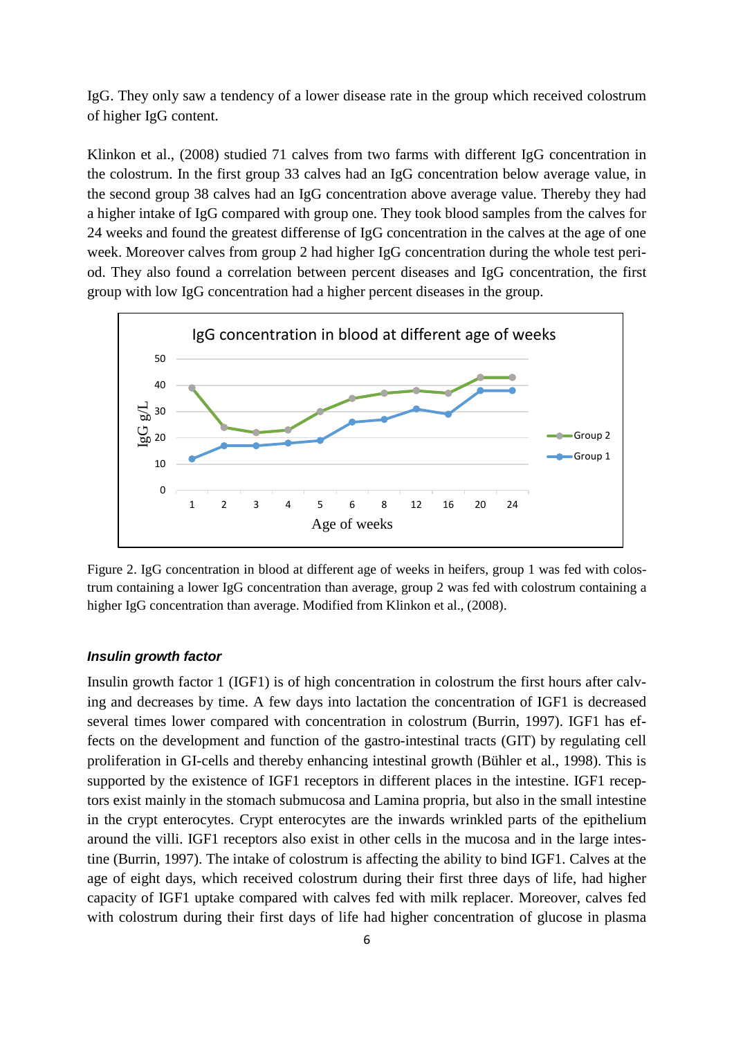IgG. They only saw a tendency of a lower disease rate in the group which received colostrum of higher IgG content.

Klinkon et al., (2008) studied 71 calves from two farms with different IgG concentration in the colostrum. In the first group 33 calves had an IgG concentration below average value, in the second group 38 calves had an IgG concentration above average value. Thereby they had a higher intake of IgG compared with group one. They took blood samples from the calves for 24 weeks and found the greatest differense of IgG concentration in the calves at the age of one week. Moreover calves from group 2 had higher IgG concentration during the whole test period. They also found a correlation between percent diseases and IgG concentration, the first group with low IgG concentration had a higher percent diseases in the group.

Figure 2. IgG concentration in blood at different age of weeks in heifers, group 1 was fed with colostrum containing a lower IgG concentration than average, group 2 was fed with colostrum containing a higher IgG concentration than average. Modified from Klinkon et al., (2008).

#### *Insulin growth factor*

Insulin growth factor 1 (IGF1) is of high concentration in colostrum the first hours after calving and decreases by time. A few days into lactation the concentration of IGF1 is decreased several times lower compared with concentration in colostrum (Burrin, 1997). IGF1 has effects on the development and function of the gastro-intestinal tracts (GIT) by regulating cell proliferation in GI-cells and thereby enhancing intestinal growth (Bühler et al., 1998). This is supported by the existence of IGF1 receptors in different places in the intestine. IGF1 receptors exist mainly in the stomach submucosa and Lamina propria, but also in the small intestine in the crypt enterocytes. Crypt enterocytes are the inwards wrinkled parts of the epithelium around the villi. IGF1 receptors also exist in other cells in the mucosa and in the large intestine (Burrin, 1997). The intake of colostrum is affecting the ability to bind IGF1. Calves at the age of eight days, which received colostrum during their first three days of life, had higher capacity of IGF1 uptake compared with calves fed with milk replacer. Moreover, calves fed with colostrum during their first days of life had higher concentration of glucose in plasma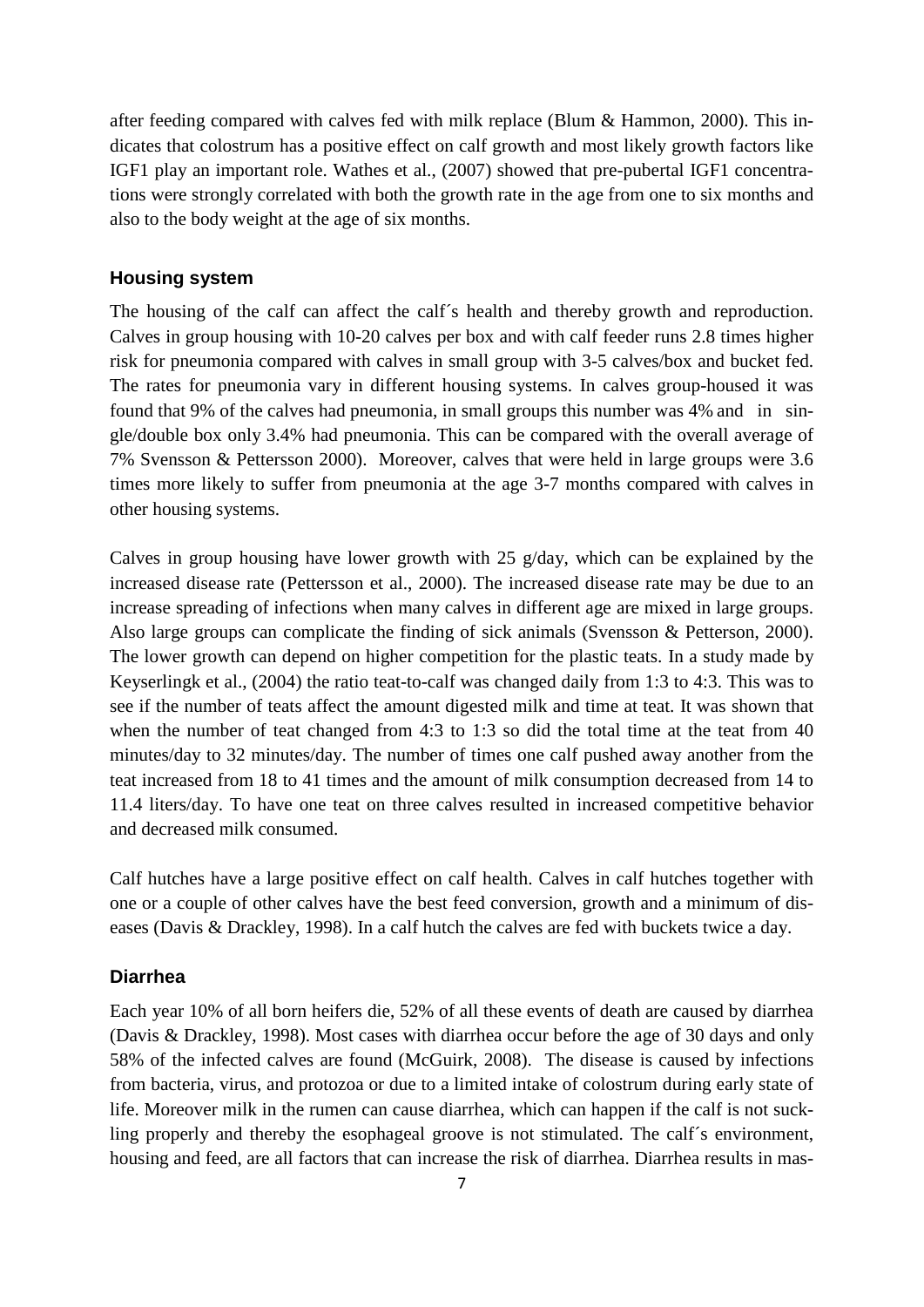after feeding compared with calves fed with milk replace (Blum & Hammon, 2000). This indicates that colostrum has a positive effect on calf growth and most likely growth factors like IGF1 play an important role. Wathes et al., (2007) showed that pre-pubertal IGF1 concentrations were strongly correlated with both the growth rate in the age from one to six months and also to the body weight at the age of six months.

### Housing system

The housing of the calf can affect the calf´s health and thereby growth and reproduction. Calves in group housing with 10-20 calves per box and with calf feeder runs 2.8 times higher risk for pneumonia compared with calves in small group with 3-5 calves/box and bucket fed. The rates for pneumonia vary in different housing systems. In calves group-housed it was found that 9% of the calves had pneumonia, in small groups this number was 4% and in single/double box only 3.4% had pneumonia. This can be compared with the overall average of 7% Svensson & Pettersson 2000). Moreover, calves that were held in large groups were 3.6 times more likely to suffer from pneumonia at the age 3-7 months compared with calves in other housing systems.

Calves in group housing have lower growth with 25 g/day, which can be explained by the increased disease rate (Pettersson et al., 2000). The increased disease rate may be due to an increase spreading of infections when many calves in different age are mixed in large groups. Also large groups can complicate the finding of sick animals (Svensson & Petterson, 2000). The lower growth can depend on higher competition for the plastic teats. In a study made by Keyserlingk et al., (2004) the ratio teat-to-calf was changed daily from 1:3 to 4:3. This was to see if the number of teats affect the amount digested milk and time at teat. It was shown that when the number of teat changed from 4:3 to 1:3 so did the total time at the teat from 40 minutes/day to 32 minutes/day. The number of times one calf pushed away another from the teat increased from 18 to 41 times and the amount of milk consumption decreased from 14 to 11.4 liters/day. To have one teat on three calves resulted in increased competitive behavior and decreased milk consumed.

Calf hutches have a large positive effect on calf health. Calves in calf hutches together with one or a couple of other calves have the best feed conversion, growth and a minimum of diseases (Davis & Drackley, 1998). In a calf hutch the calves are fed with buckets twice a day.

### Diarrhea

Each year 10% of all born heifers die, 52% of all these events of death are caused by diarrhea (Davis & Drackley, 1998). Most cases with diarrhea occur before the age of 30 days and only 58% of the infected calves are found (McGuirk, 2008). The disease is caused by infections from bacteria, virus, and protozoa or due to a limited intake of colostrum during early state of life. Moreover milk in the rumen can cause diarrhea, which can happen if the calf is not suckling properly and thereby the esophageal groove is not stimulated. The calf´s environment, housing and feed, are all factors that can increase the risk of diarrhea. Diarrhea results in mas-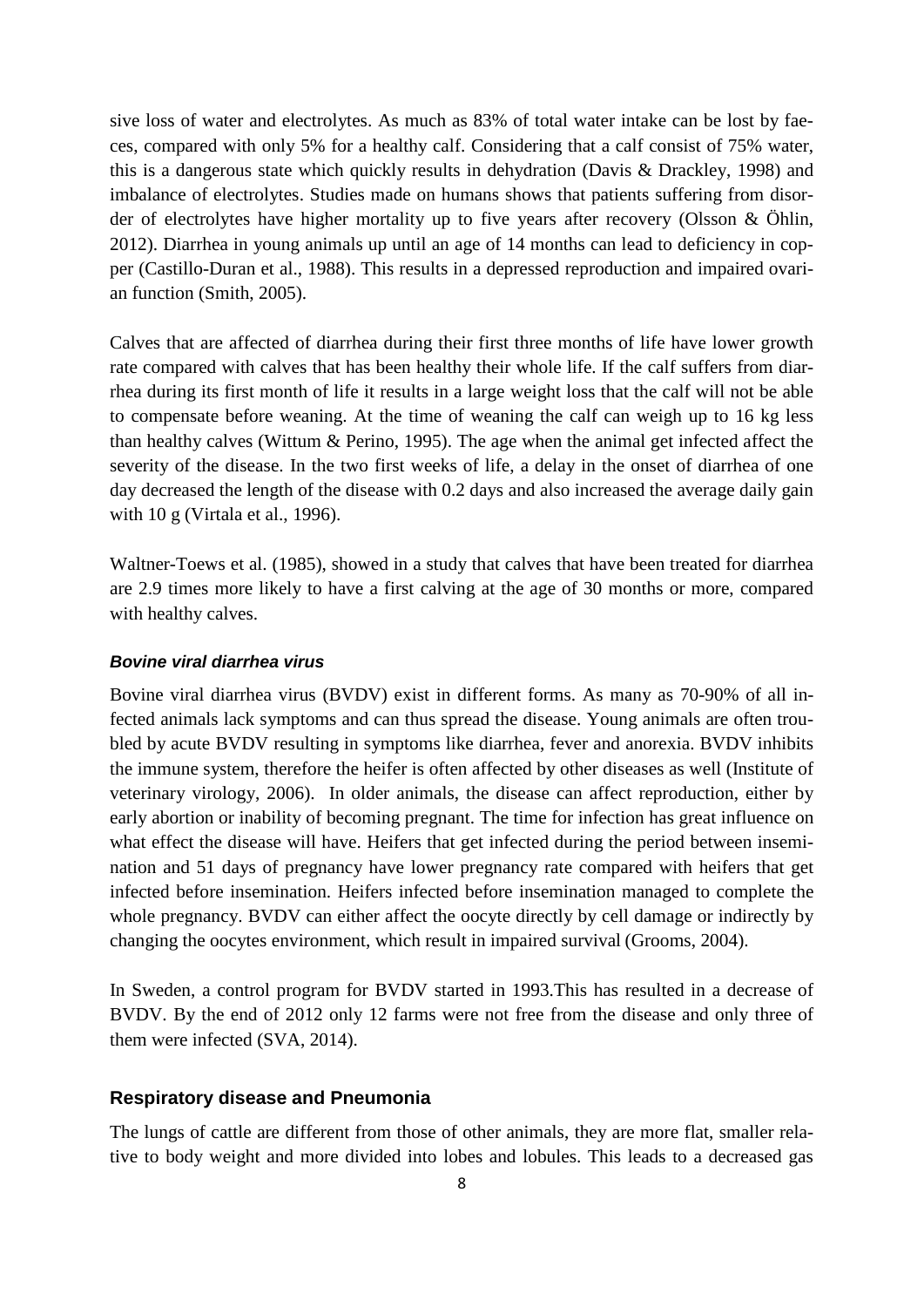sive loss of water and electrolytes. As much as 83% of total water intake can be lost by faeces, compared with only 5% for a healthy calf. Considering that a calf consist of 75% water, this is a dangerous state which quickly results in dehydration (Davis & Drackley, 1998) and imbalance of electrolytes. Studies made on humans shows that patients suffering from disorder of electrolytes have higher mortality up to five years after recovery (Olsson & Öhlin, 2012). Diarrhea in young animals up until an age of 14 months can lead to deficiency in copper (Castillo-Duran et al., 1988). This results in a depressed reproduction and impaired ovarian function (Smith, 2005).

Calves that are affected of diarrhea during their first three months of life have lower growth rate compared with calves that has been healthy their whole life. If the calf suffers from diarrhea during its first month of life it results in a large weight loss that the calf will not be able to compensate before weaning. At the time of weaning the calf can weigh up to 16 kg less than healthy calves (Wittum & Perino, 1995). The age when the animal get infected affect the severity of the disease. In the two first weeks of life, a delay in the onset of diarrhea of one day decreased the length of the disease with 0.2 days and also increased the average daily gain with 10 g (Virtala et al., 1996).

Waltner-Toews et al. (1985), showed in a study that calves that have been treated for diarrhea are 2.9 times more likely to have a first calving at the age of 30 months or more, compared with healthy calves.

#### *Bovine viral diarrhea virus*

Bovine viral diarrhea virus (BVDV) exist in different forms. As many as 70-90% of all infected animals lack symptoms and can thus spread the disease. Young animals are often troubled by acute BVDV resulting in symptoms like diarrhea, fever and anorexia. BVDV inhibits the immune system, therefore the heifer is often affected by other diseases as well (Institute of veterinary virology, 2006). In older animals, the disease can affect reproduction, either by early abortion or inability of becoming pregnant. The time for infection has great influence on what effect the disease will have. Heifers that get infected during the period between insemination and 51 days of pregnancy have lower pregnancy rate compared with heifers that get infected before insemination. Heifers infected before insemination managed to complete the whole pregnancy. BVDV can either affect the oocyte directly by cell damage or indirectly by changing the oocytes environment, which result in impaired survival (Grooms, 2004).

In Sweden, a control program for BVDV started in 1993.This has resulted in a decrease of BVDV. By the end of 2012 only 12 farms were not free from the disease and only three of them were infected (SVA, 2014).

### Respiratory disease and Pneumonia

The lungs of cattle are different from those of other animals, they are more flat, smaller relative to body weight and more divided into lobes and lobules. This leads to a decreased gas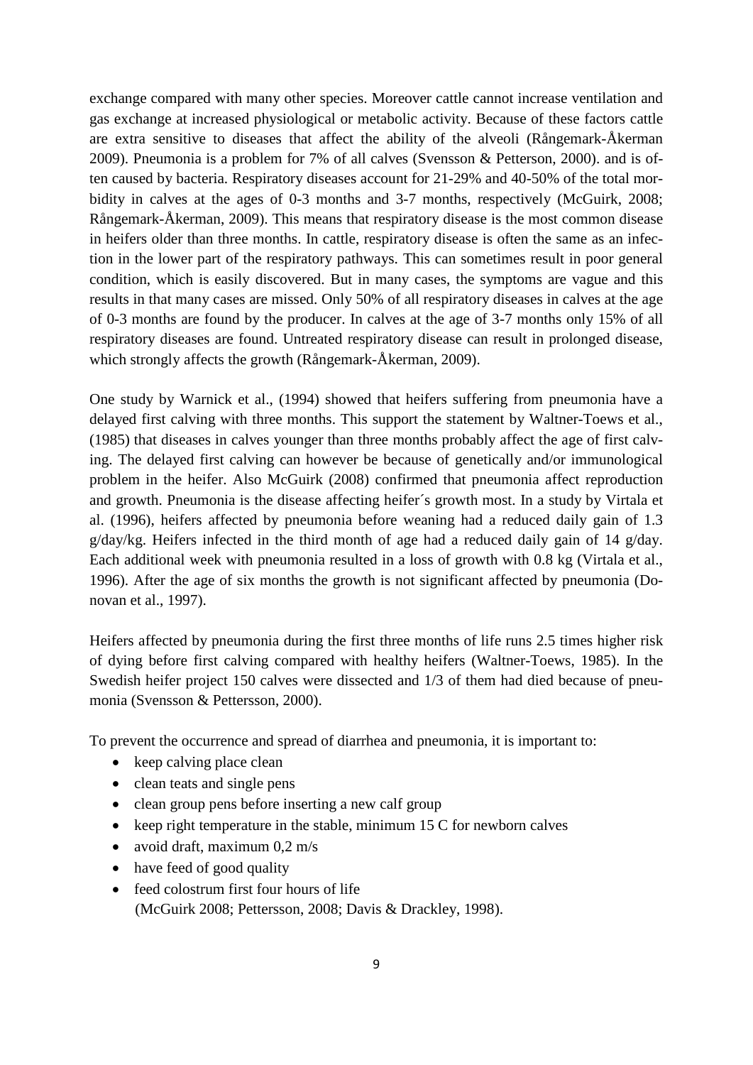exchange compared with many other species. Moreover cattle cannot increase ventilation and gas exchange at increased physiological or metabolic activity. Because of these factors cattle are extra sensitive to diseases that affect the ability of the alveoli (Rångemark-Åkerman 2009). Pneumonia is a problem for 7% of all calves (Svensson & Petterson, 2000). and is often caused by bacteria. Respiratory diseases account for 21-29% and 40-50% of the total morbidity in calves at the ages of 0-3 months and 3-7 months, respectively (McGuirk, 2008; Rångemark-Åkerman, 2009). This means that respiratory disease is the most common disease in heifers older than three months. In cattle, respiratory disease is often the same as an infection in the lower part of the respiratory pathways. This can sometimes result in poor general condition, which is easily discovered. But in many cases, the symptoms are vague and this results in that many cases are missed. Only 50% of all respiratory diseases in calves at the age of 0-3 months are found by the producer. In calves at the age of 3-7 months only 15% of all respiratory diseases are found. Untreated respiratory disease can result in prolonged disease, which strongly affects the growth (Rångemark-Åkerman, 2009).

One study by Warnick et al., (1994) showed that heifers suffering from pneumonia have a delayed first calving with three months. This support the statement by Waltner-Toews et al., (1985) that diseases in calves younger than three months probably affect the age of first calving. The delayed first calving can however be because of genetically and/or immunological problem in the heifer. Also McGuirk (2008) confirmed that pneumonia affect reproduction and growth. Pneumonia is the disease affecting heifer´s growth most. In a study by Virtala et al. (1996), heifers affected by pneumonia before weaning had a reduced daily gain of 1.3 g/day/kg. Heifers infected in the third month of age had a reduced daily gain of 14 g/day. Each additional week with pneumonia resulted in a loss of growth with 0.8 kg (Virtala et al., 1996). After the age of six months the growth is not significant affected by pneumonia (Donovan et al., 1997).

Heifers affected by pneumonia during the first three months of life runs 2.5 times higher risk of dying before first calving compared with healthy heifers (Waltner-Toews, 1985). In the Swedish heifer project 150 calves were dissected and 1/3 of them had died because of pneumonia (Svensson & Pettersson, 2000).

To prevent the occurrence and spread of diarrhea and pneumonia, it is important to:

- keep calving place clean
- clean teats and single pens
- clean group pens before inserting a new calf group
- keep right temperature in the stable, minimum 15 C for newborn calves
- avoid draft, maximum 0,2 m/s
- have feed of good quality
- feed colostrum first four hours of life
  (McGuirk 2008; Pettersson, 2008; Davis & Drackley, 1998).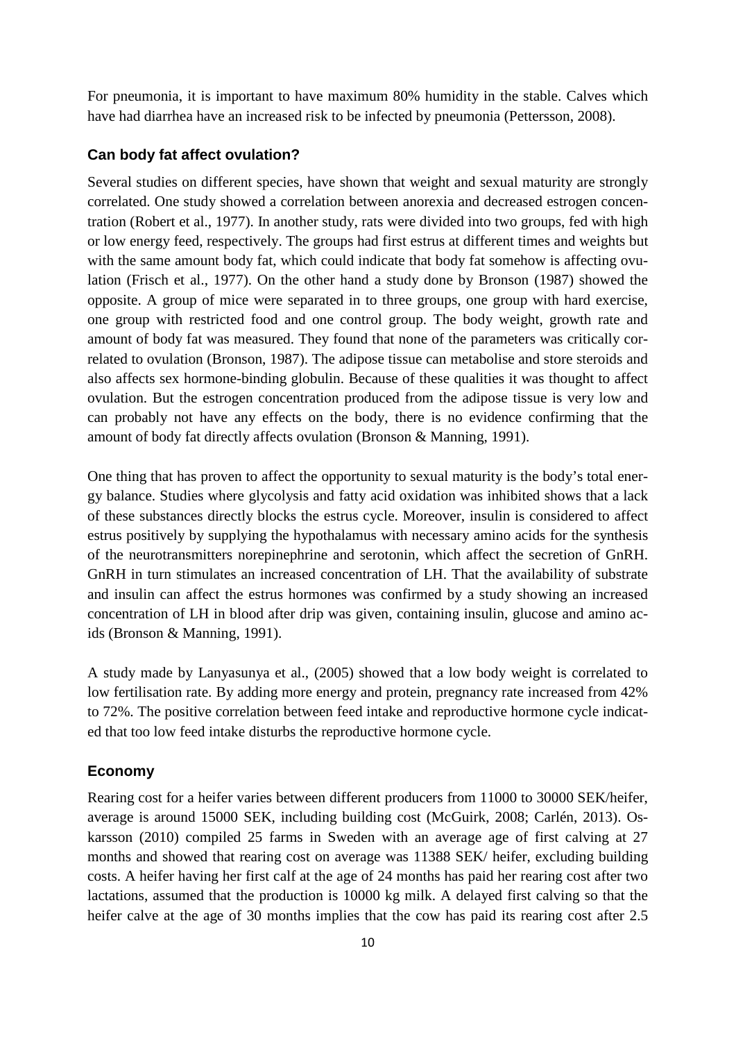For pneumonia, it is important to have maximum 80% humidity in the stable. Calves which have had diarrhea have an increased risk to be infected by pneumonia (Pettersson, 2008).

### Can body fat affect ovulation?

Several studies on different species, have shown that weight and sexual maturity are strongly correlated. One study showed a correlation between anorexia and decreased estrogen concentration (Robert et al., 1977). In another study, rats were divided into two groups, fed with high or low energy feed, respectively. The groups had first estrus at different times and weights but with the same amount body fat, which could indicate that body fat somehow is affecting ovulation (Frisch et al., 1977). On the other hand a study done by Bronson (1987) showed the opposite. A group of mice were separated in to three groups, one group with hard exercise, one group with restricted food and one control group. The body weight, growth rate and amount of body fat was measured. They found that none of the parameters was critically correlated to ovulation (Bronson, 1987). The adipose tissue can metabolise and store steroids and also affects sex hormone-binding globulin. Because of these qualities it was thought to affect ovulation. But the estrogen concentration produced from the adipose tissue is very low and can probably not have any effects on the body, there is no evidence confirming that the amount of body fat directly affects ovulation (Bronson & Manning, 1991).

One thing that has proven to affect the opportunity to sexual maturity is the body's total energy balance. Studies where glycolysis and fatty acid oxidation was inhibited shows that a lack of these substances directly blocks the estrus cycle. Moreover, insulin is considered to affect estrus positively by supplying the hypothalamus with necessary amino acids for the synthesis of the neurotransmitters norepinephrine and serotonin, which affect the secretion of GnRH. GnRH in turn stimulates an increased concentration of LH. That the availability of substrate and insulin can affect the estrus hormones was confirmed by a study showing an increased concentration of LH in blood after drip was given, containing insulin, glucose and amino acids (Bronson & Manning, 1991).

A study made by Lanyasunya et al., (2005) showed that a low body weight is correlated to low fertilisation rate. By adding more energy and protein, pregnancy rate increased from 42% to 72%. The positive correlation between feed intake and reproductive hormone cycle indicated that too low feed intake disturbs the reproductive hormone cycle.

### Economy

Rearing cost for a heifer varies between different producers from 11000 to 30000 SEK/heifer, average is around 15000 SEK, including building cost (McGuirk, 2008; Carlén, 2013). Oskarsson (2010) compiled 25 farms in Sweden with an average age of first calving at 27 months and showed that rearing cost on average was 11388 SEK/ heifer, excluding building costs. A heifer having her first calf at the age of 24 months has paid her rearing cost after two lactations, assumed that the production is 10000 kg milk. A delayed first calving so that the heifer calve at the age of 30 months implies that the cow has paid its rearing cost after 2.5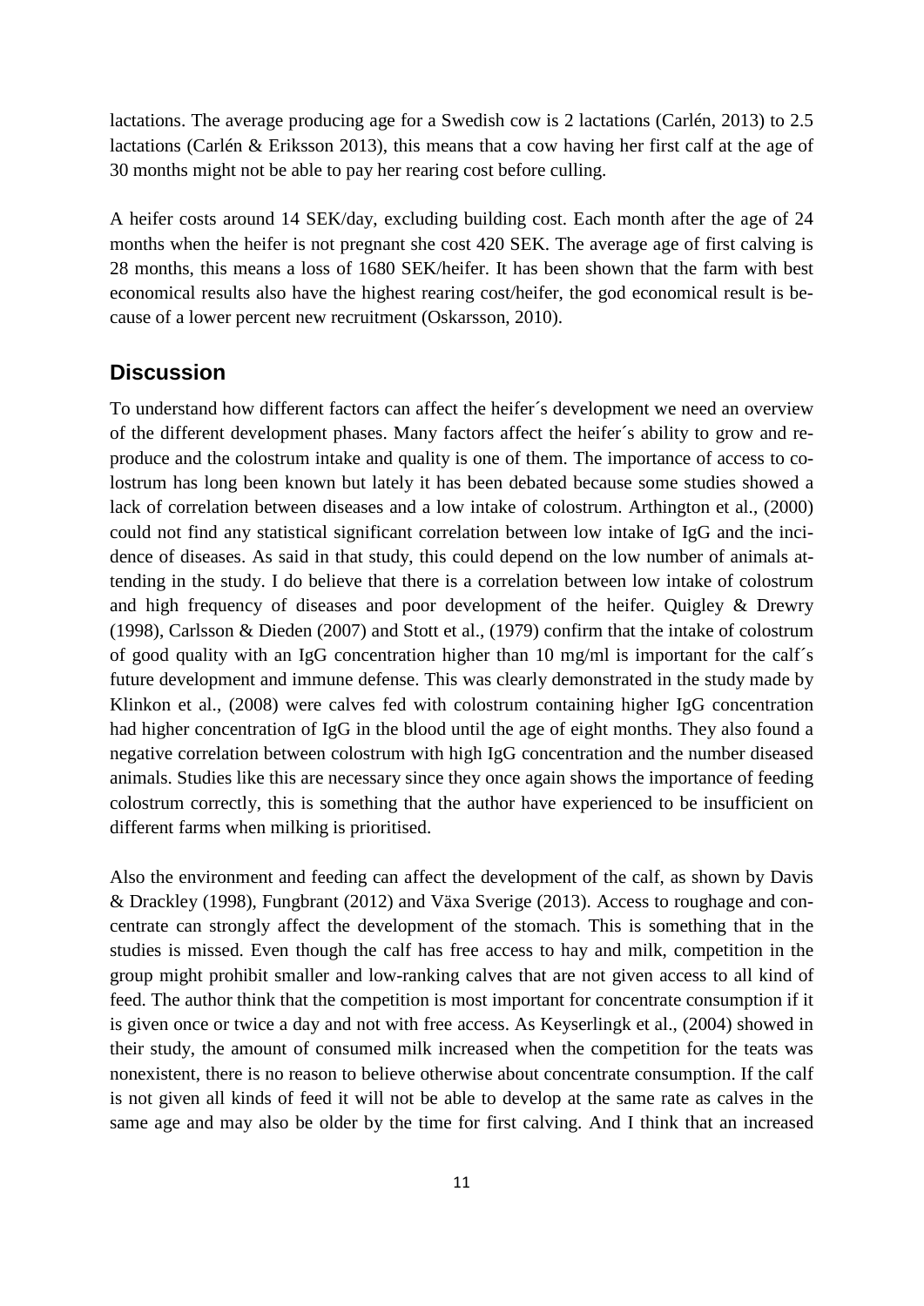lactations. The average producing age for a Swedish cow is 2 lactations (Carlén, 2013) to 2.5 lactations (Carlén & Eriksson 2013), this means that a cow having her first calf at the age of 30 months might not be able to pay her rearing cost before culling.

A heifer costs around 14 SEK/day, excluding building cost. Each month after the age of 24 months when the heifer is not pregnant she cost 420 SEK. The average age of first calving is 28 months, this means a loss of 1680 SEK/heifer. It has been shown that the farm with best economical results also have the highest rearing cost/heifer, the god economical result is because of a lower percent new recruitment (Oskarsson, 2010).

## Discussion

To understand how different factors can affect the heifer´s development we need an overview of the different development phases. Many factors affect the heifer´s ability to grow and reproduce and the colostrum intake and quality is one of them. The importance of access to colostrum has long been known but lately it has been debated because some studies showed a lack of correlation between diseases and a low intake of colostrum. Arthington et al., (2000) could not find any statistical significant correlation between low intake of IgG and the incidence of diseases. As said in that study, this could depend on the low number of animals attending in the study. I do believe that there is a correlation between low intake of colostrum and high frequency of diseases and poor development of the heifer. Quigley & Drewry (1998), Carlsson & Dieden (2007) and Stott et al., (1979) confirm that the intake of colostrum of good quality with an IgG concentration higher than 10 mg/ml is important for the calf´s future development and immune defense. This was clearly demonstrated in the study made by Klinkon et al., (2008) were calves fed with colostrum containing higher IgG concentration had higher concentration of IgG in the blood until the age of eight months. They also found a negative correlation between colostrum with high IgG concentration and the number diseased animals. Studies like this are necessary since they once again shows the importance of feeding colostrum correctly, this is something that the author have experienced to be insufficient on different farms when milking is prioritised.

Also the environment and feeding can affect the development of the calf, as shown by Davis & Drackley (1998), Fungbrant (2012) and Växa Sverige (2013). Access to roughage and concentrate can strongly affect the development of the stomach. This is something that in the studies is missed. Even though the calf has free access to hay and milk, competition in the group might prohibit smaller and low-ranking calves that are not given access to all kind of feed. The author think that the competition is most important for concentrate consumption if it is given once or twice a day and not with free access. As Keyserlingk et al., (2004) showed in their study, the amount of consumed milk increased when the competition for the teats was nonexistent, there is no reason to believe otherwise about concentrate consumption. If the calf is not given all kinds of feed it will not be able to develop at the same rate as calves in the same age and may also be older by the time for first calving. And I think that an increased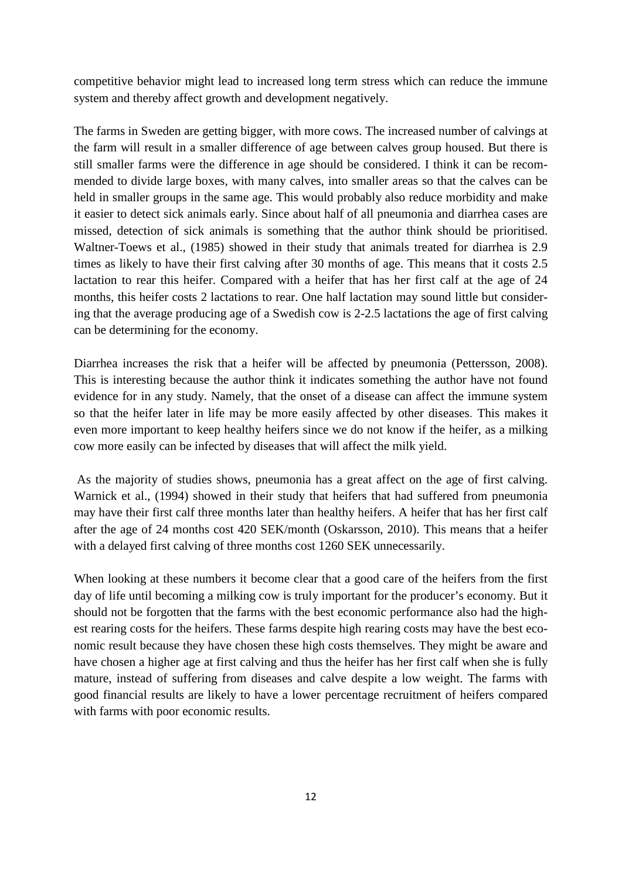competitive behavior might lead to increased long term stress which can reduce the immune system and thereby affect growth and development negatively.

The farms in Sweden are getting bigger, with more cows. The increased number of calvings at the farm will result in a smaller difference of age between calves group housed. But there is still smaller farms were the difference in age should be considered. I think it can be recommended to divide large boxes, with many calves, into smaller areas so that the calves can be held in smaller groups in the same age. This would probably also reduce morbidity and make it easier to detect sick animals early. Since about half of all pneumonia and diarrhea cases are missed, detection of sick animals is something that the author think should be prioritised. Waltner-Toews et al., (1985) showed in their study that animals treated for diarrhea is 2.9 times as likely to have their first calving after 30 months of age. This means that it costs 2.5 lactation to rear this heifer. Compared with a heifer that has her first calf at the age of 24 months, this heifer costs 2 lactations to rear. One half lactation may sound little but considering that the average producing age of a Swedish cow is 2-2.5 lactations the age of first calving can be determining for the economy.

Diarrhea increases the risk that a heifer will be affected by pneumonia (Pettersson, 2008). This is interesting because the author think it indicates something the author have not found evidence for in any study. Namely, that the onset of a disease can affect the immune system so that the heifer later in life may be more easily affected by other diseases. This makes it even more important to keep healthy heifers since we do not know if the heifer, as a milking cow more easily can be infected by diseases that will affect the milk yield.

As the majority of studies shows, pneumonia has a great affect on the age of first calving. Warnick et al., (1994) showed in their study that heifers that had suffered from pneumonia may have their first calf three months later than healthy heifers. A heifer that has her first calf after the age of 24 months cost 420 SEK/month (Oskarsson, 2010). This means that a heifer with a delayed first calving of three months cost 1260 SEK unnecessarily.

When looking at these numbers it become clear that a good care of the heifers from the first day of life until becoming a milking cow is truly important for the producer's economy. But it should not be forgotten that the farms with the best economic performance also had the highest rearing costs for the heifers. These farms despite high rearing costs may have the best economic result because they have chosen these high costs themselves. They might be aware and have chosen a higher age at first calving and thus the heifer has her first calf when she is fully mature, instead of suffering from diseases and calve despite a low weight. The farms with good financial results are likely to have a lower percentage recruitment of heifers compared with farms with poor economic results.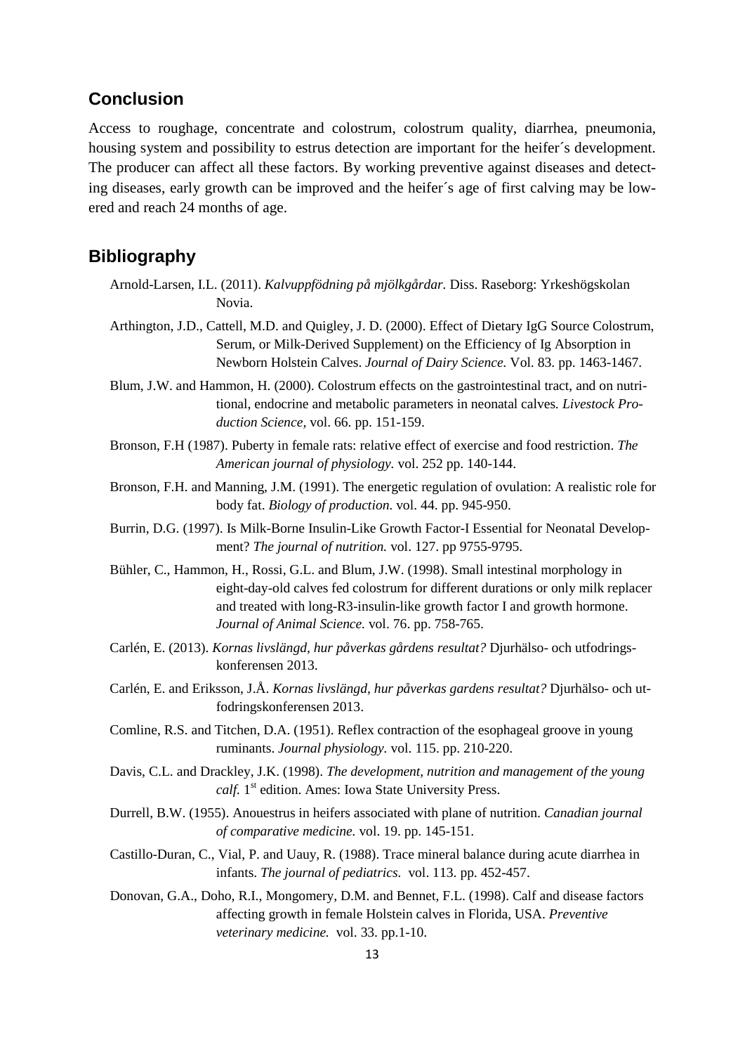## Conclusion

Access to roughage, concentrate and colostrum, colostrum quality, diarrhea, pneumonia, housing system and possibility to estrus detection are important for the heifer´s development. The producer can affect all these factors. By working preventive against diseases and detecting diseases, early growth can be improved and the heifer´s age of first calving may be lowered and reach 24 months of age.

## Bibliography

Arnold-Larsen, I.L. (2011). *Kalvuppfödning på mjölkgårdar.* Diss. Raseborg: Yrkeshögskolan Novia.

Arthington, J.D., Cattell, M.D. and Quigley, J. D. (2000). Effect of Dietary IgG Source Colostrum, Serum, or Milk-Derived Supplement) on the Efficiency of Ig Absorption in Newborn Holstein Calves. *Journal of Dairy Science.* Vol. 83. pp. 1463-1467.

Blum, J.W. and Hammon, H. (2000). Colostrum effects on the gastrointestinal tract, and on nutritional, endocrine and metabolic parameters in neonatal calves. *Livestock Production Science*, vol. 66. pp. 151-159.

Bronson, F.H (1987). Puberty in female rats: relative effect of exercise and food restriction. *The American journal of physiology.* vol. 252 pp. 140-144.

Bronson, F.H. and Manning, J.M. (1991). The energetic regulation of ovulation: A realistic role for body fat. *Biology of production.* vol. 44. pp. 945-950.

Burrin, D.G. (1997). Is Milk-Borne Insulin-Like Growth Factor-I Essential for Neonatal Development? *The journal of nutrition.* vol. 127. pp 9755-9795.

Bühler, C., Hammon, H., Rossi, G.L. and Blum, J.W. (1998). Small intestinal morphology in eight-day-old calves fed colostrum for different durations or only milk replacer and treated with long-R3-insulin-like growth factor I and growth hormone. *Journal of Animal Science.* vol. 76. pp. 758-765.

Carlén, E. (2013). *Kornas livslängd, hur påverkas gårdens resultat?* Djurhälso- och utfodringskonferensen 2013.

Carlén, E. and Eriksson, J.Å. *Kornas livslängd, hur påverkas gardens resultat?* Djurhälso- och utfodringskonferensen 2013.

Comline, R.S. and Titchen, D.A. (1951). Reflex contraction of the esophageal groove in young ruminants. *Journal physiology.* vol. 115. pp. 210-220.

Davis, C.L. and Drackley, J.K. (1998). *The development, nutrition and management of the young calf.* 1st edition. Ames: Iowa State University Press.

Durrell, B.W. (1955). Anouestrus in heifers associated with plane of nutrition. *Canadian journal of comparative medicine.* vol. 19. pp. 145-151.

Castillo-Duran, C., Vial, P. and Uauy, R. (1988). Trace mineral balance during acute diarrhea in infants. *The journal of pediatrics.* vol. 113. pp. 452-457.

Donovan, G.A., Doho, R.I., Mongomery, D.M. and Bennet, F.L. (1998). Calf and disease factors affecting growth in female Holstein calves in Florida, USA. *Preventive veterinary medicine.* vol. 33. pp.1-10.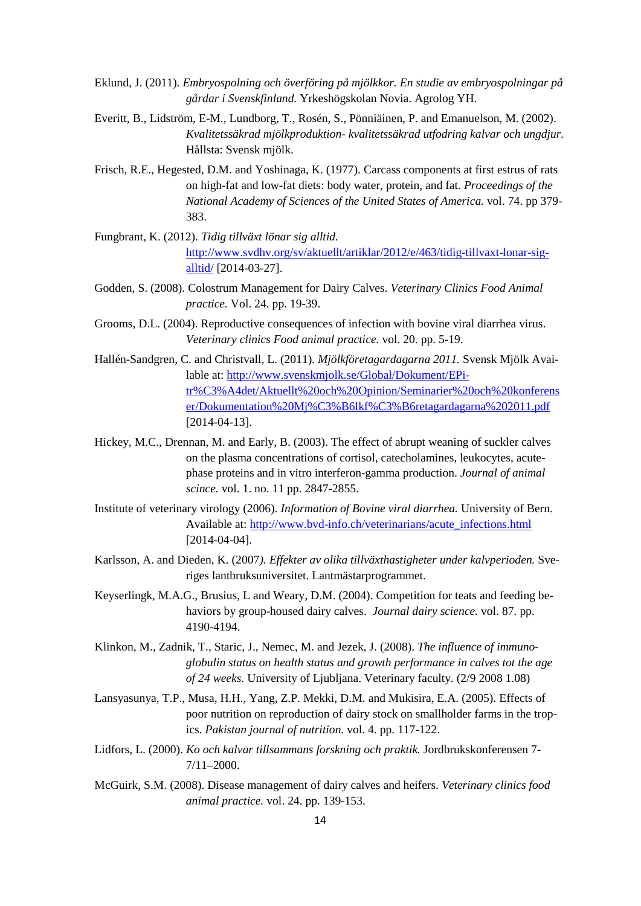Eklund, J. (2011). *Embryospolning och överföring på mjölkkor. En studie av embryospolningar på gårdar i Svenskfinland.* Yrkeshögskolan Novia. Agrolog YH.

Everitt, B., Lidström, E-M., Lundborg, T., Rosén, S., Pönniäinen, P. and Emanuelson, M. (2002). *Kvalitetssäkrad mjölkproduktion- kvalitetssäkrad utfodring kalvar och ungdjur.* Hållsta: Svensk mjölk.

Frisch, R.E., Hegested, D.M. and Yoshinaga, K. (1977). Carcass components at first estrus of rats on high-fat and low-fat diets: body water, protein, and fat. *Proceedings of the National Academy of Sciences of the United States of America.* vol. 74. pp 379-383.

Fungbrant, K. (2012). *Tidig tillväxt lönar sig alltid.* http://www.svdhv.org/sv/aktuellt/artiklar/2012/e/463/tidig-tillvaxt-lonar-sig-alltid/ [2014-03-27].

Godden, S. (2008). Colostrum Management for Dairy Calves. *Veterinary Clinics Food Animal practice.* Vol. 24. pp. 19-39.

Grooms, D.L. (2004). Reproductive consequences of infection with bovine viral diarrhea virus. *Veterinary clinics Food animal practice.* vol. 20. pp. 5-19.

Hallén-Sandgren, C. and Christvall, L. (2011). *Mjölkföretagardagarna 2011.* Svensk Mjölk Available at: http://www.svenskmjolk.se/Global/Dokument/EPi-tr%C3%A4det/Aktuellt%20och%20Opinion/Seminarier%20och%20konferenser/Dokumentation%20Mj%C3%B6lkf%C3%B6retagardagarna%202011.pdf [2014-04-13].

Hickey, M.C., Drennan, M. and Early, B. (2003). The effect of abrupt weaning of suckler calves on the plasma concentrations of cortisol, catecholamines, leukocytes, acute-phase proteins and in vitro interferon-gamma production. *Journal of animal scince.* vol. 1. no. 11 pp. 2847-2855.

Institute of veterinary virology (2006). *Information of Bovine viral diarrhea.* University of Bern. Available at: http://www.bvd-info.ch/veterinarians/acute_infections.html [2014-04-04].

Karlsson, A. and Dieden, K. (2007*). Effekter av olika tillväxthastigheter under kalvperioden.* Sveriges lantbruksuniversitet. Lantmästarprogrammet.

Keyserlingk, M.A.G., Brusius, L and Weary, D.M. (2004). Competition for teats and feeding behaviors by group-housed dairy calves. *Journal dairy science.* vol. 87. pp. 4190-4194.

Klinkon, M., Zadnik, T., Staric, J., Nemec, M. and Jezek, J. (2008). *The influence of immunoglobulin status on health status and growth performance in calves tot the age of 24 weeks.* University of Ljubljana. Veterinary faculty. (2/9 2008 1.08)

Lansyasunya, T.P., Musa, H.H., Yang, Z.P. Mekki, D.M. and Mukisira, E.A. (2005). Effects of poor nutrition on reproduction of dairy stock on smallholder farms in the tropics. *Pakistan journal of nutrition.* vol. 4. pp. 117-122.

Lidfors, L. (2000). *Ko och kalvar tillsammans forskning och praktik.* Jordbrukskonferensen 7-7/11–2000.

McGuirk, S.M. (2008). Disease management of dairy calves and heifers. *Veterinary clinics food animal practice.* vol. 24. pp. 139-153.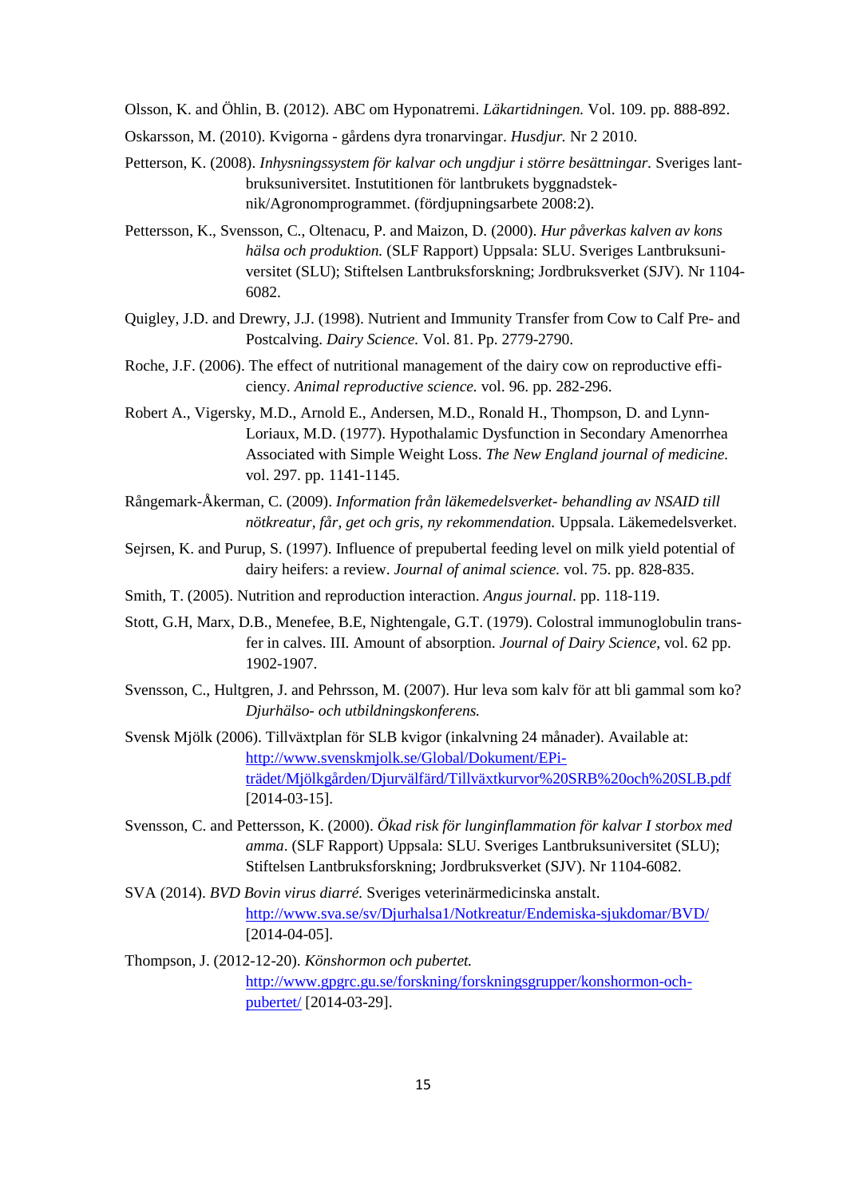Olsson, K. and Öhlin, B. (2012). ABC om Hyponatremi. *Läkartidningen.* Vol. 109. pp. 888-892.

Oskarsson, M. (2010). Kvigorna - gårdens dyra tronarvingar. *Husdjur.* Nr 2 2010.

Petterson, K. (2008). *Inhysningssystem för kalvar och ungdjur i större besättningar.* Sveriges lantbruksuniversitet. Instutitionen för lantbrukets byggnadsteknik/Agronomprogrammet. (fördjupningsarbete 2008:2).

Pettersson, K., Svensson, C., Oltenacu, P. and Maizon, D. (2000). *Hur påverkas kalven av kons hälsa och produktion.* (SLF Rapport) Uppsala: SLU. Sveriges Lantbruksuniversitet (SLU); Stiftelsen Lantbruksforskning; Jordbruksverket (SJV). Nr 1104-6082.

Quigley, J.D. and Drewry, J.J. (1998). Nutrient and Immunity Transfer from Cow to Calf Pre- and Postcalving. *Dairy Science.* Vol. 81. Pp. 2779-2790.

Roche, J.F. (2006). The effect of nutritional management of the dairy cow on reproductive efficiency. *Animal reproductive science.* vol. 96. pp. 282-296.

Robert A., Vigersky, M.D., Arnold E., Andersen, M.D., Ronald H., Thompson, D. and Lynn-Loriaux, M.D. (1977). Hypothalamic Dysfunction in Secondary Amenorrhea Associated with Simple Weight Loss. *The New England journal of medicine.* vol. 297. pp. 1141-1145.

Rångemark-Åkerman, C. (2009). *Information från läkemedelsverket- behandling av NSAID till nötkreatur, får, get och gris, ny rekommendation.* Uppsala. Läkemedelsverket.

Sejrsen, K. and Purup, S. (1997). Influence of prepubertal feeding level on milk yield potential of dairy heifers: a review. *Journal of animal science.* vol. 75. pp. 828-835.

Smith, T. (2005). Nutrition and reproduction interaction. *Angus journal.* pp. 118-119.

Stott, G.H, Marx, D.B., Menefee, B.E, Nightengale, G.T. (1979). Colostral immunoglobulin transfer in calves. III. Amount of absorption. *Journal of Dairy Science*, vol. 62 pp. 1902-1907.

Svensson, C., Hultgren, J. and Pehrsson, M. (2007). Hur leva som kalv för att bli gammal som ko? *Djurhälso- och utbildningskonferens.*

Svensk Mjölk (2006). Tillväxtplan för SLB kvigor (inkalvning 24 månader). Available at: http://www.svenskmjolk.se/Global/Dokument/EPi-trädet/Mjölkgården/Djurvälfärd/Tillväxtkurvor%20SRB%20och%20SLB.pdf [2014-03-15].

Svensson, C. and Pettersson, K. (2000). *Ökad risk för lunginflammation för kalvar I storbox med amma*. (SLF Rapport) Uppsala: SLU. Sveriges Lantbruksuniversitet (SLU); Stiftelsen Lantbruksforskning; Jordbruksverket (SJV). Nr 1104-6082.

SVA (2014). *BVD Bovin virus diarré.* Sveriges veterinärmedicinska anstalt. http://www.sva.se/sv/Djurhalsa1/Notkreatur/Endemiska-sjukdomar/BVD/ [2014-04-05].

Thompson, J. (2012-12-20). *Könshormon och pubertet.* http://www.gpgrc.gu.se/forskning/forskningsgrupper/konshormon-och-pubertet/ [2014-03-29].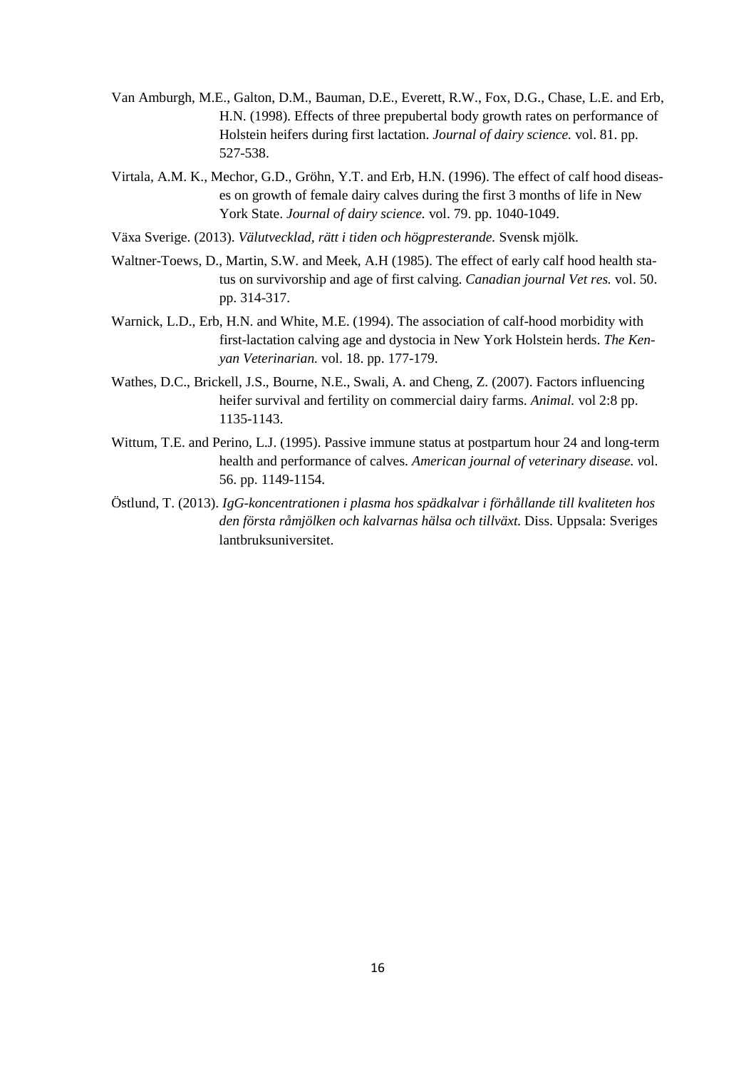Van Amburgh, M.E., Galton, D.M., Bauman, D.E., Everett, R.W., Fox, D.G., Chase, L.E. and Erb, H.N. (1998). Effects of three prepubertal body growth rates on performance of Holstein heifers during first lactation. *Journal of dairy science.* vol. 81. pp. 527-538.

Virtala, A.M. K., Mechor, G.D., Gröhn, Y.T. and Erb, H.N. (1996). The effect of calf hood diseases on growth of female dairy calves during the first 3 months of life in New York State. *Journal of dairy science.* vol. 79. pp. 1040-1049.

Växa Sverige. (2013). *Välutvecklad, rätt i tiden och högpresterande.* Svensk mjölk.

Waltner-Toews, D., Martin, S.W. and Meek, A.H (1985). The effect of early calf hood health status on survivorship and age of first calving. *Canadian journal Vet res.* vol. 50. pp. 314-317.

Warnick, L.D., Erb, H.N. and White, M.E. (1994). The association of calf-hood morbidity with first-lactation calving age and dystocia in New York Holstein herds. *The Kenyan Veterinarian.* vol. 18. pp. 177-179.

Wathes, D.C., Brickell, J.S., Bourne, N.E., Swali, A. and Cheng, Z. (2007). Factors influencing heifer survival and fertility on commercial dairy farms. *Animal.* vol 2:8 pp. 1135-1143.

Wittum, T.E. and Perino, L.J. (1995). Passive immune status at postpartum hour 24 and long-term health and performance of calves. *American journal of veterinary disease.* vol. 56. pp. 1149-1154.

Östlund, T. (2013). *IgG-koncentrationen i plasma hos spädkalvar i förhållande till kvaliteten hos den första råmjölken och kalvarnas hälsa och tillväxt.* Diss. Uppsala: Sveriges lantbruksuniversitet.